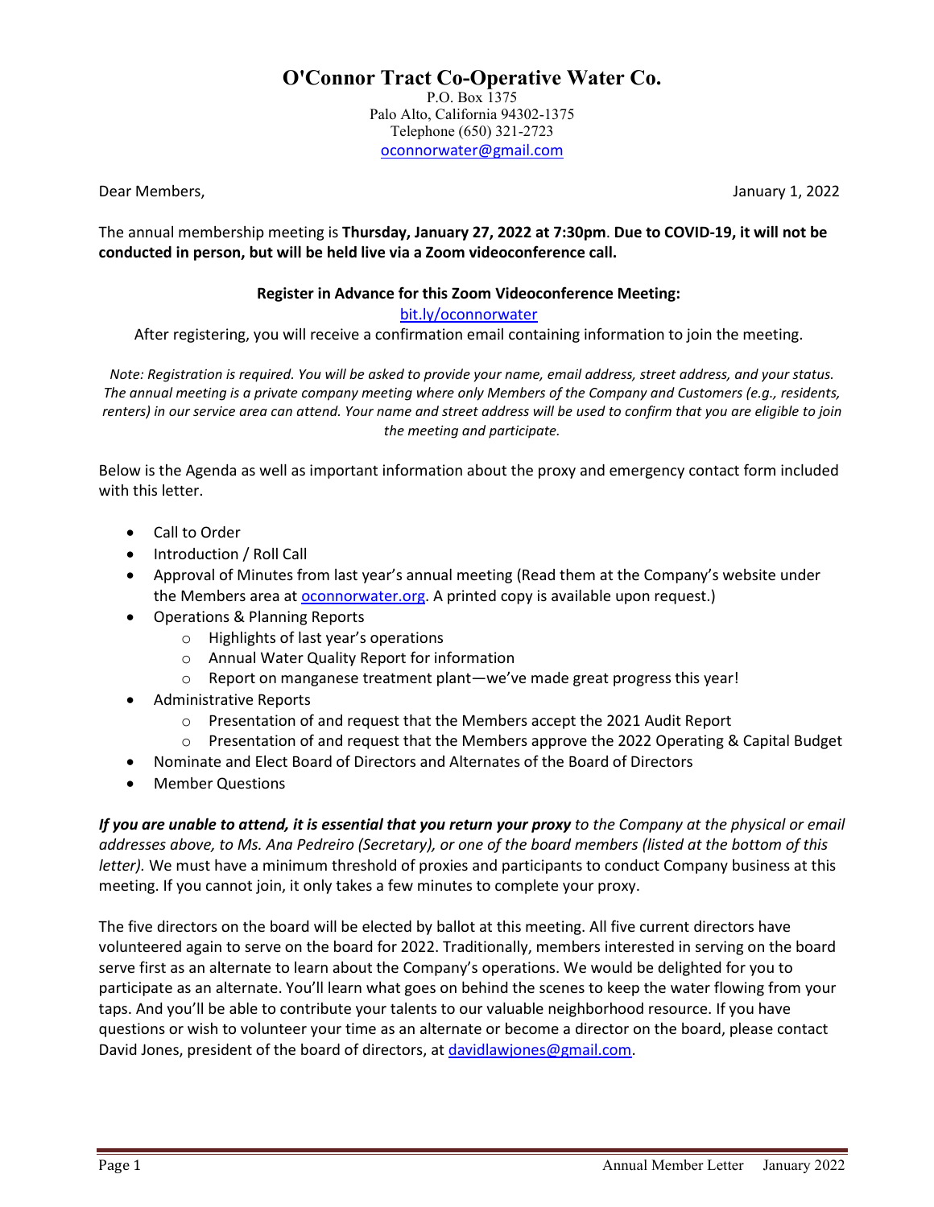# O'Connor Tract Co-Operative Water Co.

P.O. Box 1375
Palo Alto, California 94302-1375
Telephone (650) 321-2723
oconnorwater@gmail.com

Dear Members,

January 1, 2022

The annual membership meeting is **Thursday, January 27, 2022 at 7:30pm**. **Due to COVID-19, it will not be conducted in person, but will be held live via a Zoom videoconference call.**

**Register in Advance for this Zoom Videoconference Meeting:**

bit.ly/oconnorwater

After registering, you will receive a confirmation email containing information to join the meeting.

*Note: Registration is required. You will be asked to provide your name, email address, street address, and your status. The annual meeting is a private company meeting where only Members of the Company and Customers (e.g., residents, renters) in our service area can attend. Your name and street address will be used to confirm that you are eligible to join the meeting and participate.*

Below is the Agenda as well as important information about the proxy and emergency contact form included with this letter.

- Call to Order
- Introduction / Roll Call
- Approval of Minutes from last year's annual meeting (Read them at the Company's website under the Members area at oconnorwater.org. A printed copy is available upon request.)
- Operations & Planning Reports
  - Highlights of last year's operations
  - Annual Water Quality Report for information
  - Report on manganese treatment plant—we've made great progress this year!
- Administrative Reports
  - Presentation of and request that the Members accept the 2021 Audit Report
  - Presentation of and request that the Members approve the 2022 Operating & Capital Budget
- Nominate and Elect Board of Directors and Alternates of the Board of Directors
- Member Questions

***If you are unable to attend, it is essential that you return your proxy*** *to the Company at the physical or email addresses above, to Ms. Ana Pedreiro (Secretary), or one of the board members (listed at the bottom of this letter).* We must have a minimum threshold of proxies and participants to conduct Company business at this meeting. If you cannot join, it only takes a few minutes to complete your proxy.

The five directors on the board will be elected by ballot at this meeting. All five current directors have volunteered again to serve on the board for 2022. Traditionally, members interested in serving on the board serve first as an alternate to learn about the Company's operations. We would be delighted for you to participate as an alternate. You'll learn what goes on behind the scenes to keep the water flowing from your taps. And you'll be able to contribute your talents to our valuable neighborhood resource. If you have questions or wish to volunteer your time as an alternate or become a director on the board, please contact David Jones, president of the board of directors, at davidlawjones@gmail.com.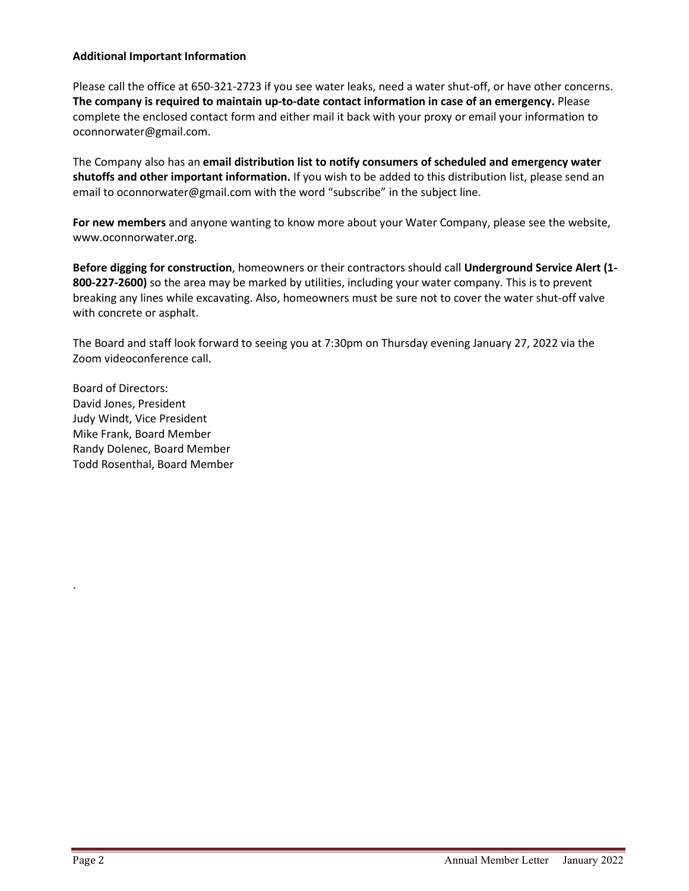**Additional Important Information**

Please call the office at 650-321-2723 if you see water leaks, need a water shut-off, or have other concerns. **The company is required to maintain up-to-date contact information in case of an emergency.** Please complete the enclosed contact form and either mail it back with your proxy or email your information to oconnorwater@gmail.com.

The Company also has an **email distribution list to notify consumers of scheduled and emergency water shutoffs and other important information.** If you wish to be added to this distribution list, please send an email to oconnorwater@gmail.com with the word "subscribe" in the subject line.

**For new members** and anyone wanting to know more about your Water Company, please see the website, www.oconnorwater.org.

**Before digging for construction**, homeowners or their contractors should call **Underground Service Alert (1-800-227-2600)** so the area may be marked by utilities, including your water company. This is to prevent breaking any lines while excavating. Also, homeowners must be sure not to cover the water shut-off valve with concrete or asphalt.

The Board and staff look forward to seeing you at 7:30pm on Thursday evening January 27, 2022 via the Zoom videoconference call.

Board of Directors:
David Jones, President
Judy Windt, Vice President
Mike Frank, Board Member
Randy Dolenec, Board Member
Todd Rosenthal, Board Member

.